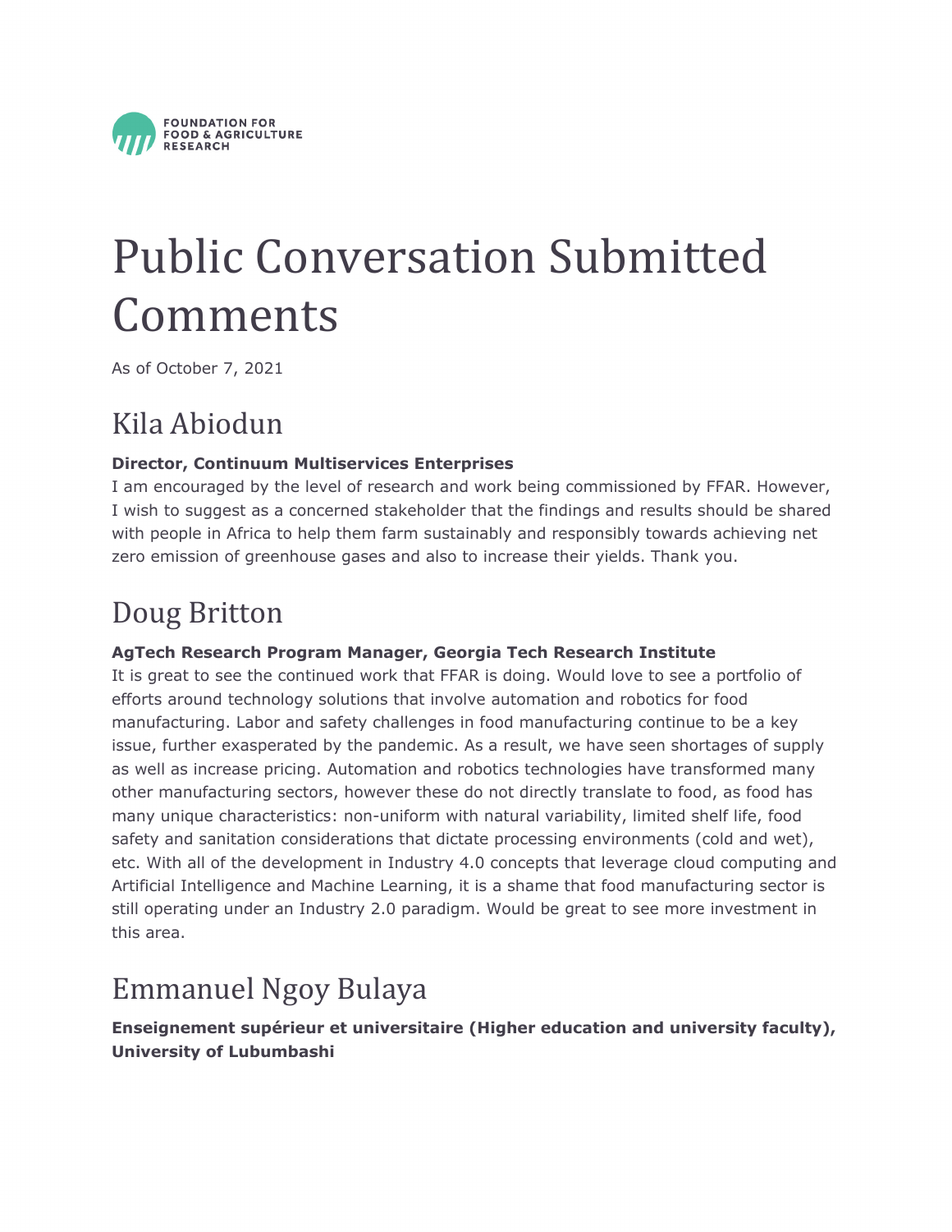FOUNDATION FOR FOOD & AGRICULTURE RESEARCH

# Public Conversation Submitted Comments

As of October 7, 2021

## Kila Abiodun

**Director, Continuum Multiservices Enterprises**

I am encouraged by the level of research and work being commissioned by FFAR. However, I wish to suggest as a concerned stakeholder that the findings and results should be shared with people in Africa to help them farm sustainably and responsibly towards achieving net zero emission of greenhouse gases and also to increase their yields. Thank you.

## Doug Britton

**AgTech Research Program Manager, Georgia Tech Research Institute**

It is great to see the continued work that FFAR is doing. Would love to see a portfolio of efforts around technology solutions that involve automation and robotics for food manufacturing. Labor and safety challenges in food manufacturing continue to be a key issue, further exasperated by the pandemic. As a result, we have seen shortages of supply as well as increase pricing. Automation and robotics technologies have transformed many other manufacturing sectors, however these do not directly translate to food, as food has many unique characteristics: non-uniform with natural variability, limited shelf life, food safety and sanitation considerations that dictate processing environments (cold and wet), etc. With all of the development in Industry 4.0 concepts that leverage cloud computing and Artificial Intelligence and Machine Learning, it is a shame that food manufacturing sector is still operating under an Industry 2.0 paradigm. Would be great to see more investment in this area.

## Emmanuel Ngoy Bulaya

**Enseignement supérieur et universitaire (Higher education and university faculty), University of Lubumbashi**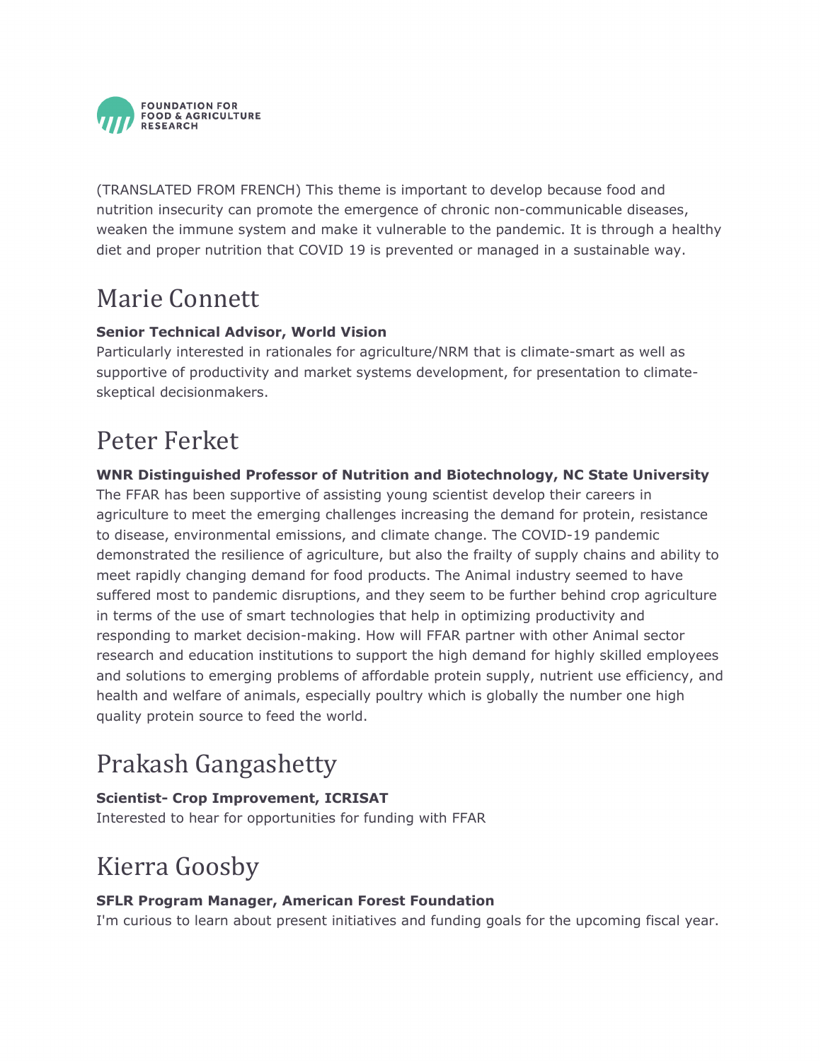(TRANSLATED FROM FRENCH) This theme is important to develop because food and nutrition insecurity can promote the emergence of chronic non-communicable diseases, weaken the immune system and make it vulnerable to the pandemic. It is through a healthy diet and proper nutrition that COVID 19 is prevented or managed in a sustainable way.

# Marie Connett

**Senior Technical Advisor, World Vision**
Particularly interested in rationales for agriculture/NRM that is climate-smart as well as supportive of productivity and market systems development, for presentation to climate-skeptical decisionmakers.

# Peter Ferket

**WNR Distinguished Professor of Nutrition and Biotechnology, NC State University**
The FFAR has been supportive of assisting young scientist develop their careers in agriculture to meet the emerging challenges increasing the demand for protein, resistance to disease, environmental emissions, and climate change. The COVID-19 pandemic demonstrated the resilience of agriculture, but also the frailty of supply chains and ability to meet rapidly changing demand for food products. The Animal industry seemed to have suffered most to pandemic disruptions, and they seem to be further behind crop agriculture in terms of the use of smart technologies that help in optimizing productivity and responding to market decision-making. How will FFAR partner with other Animal sector research and education institutions to support the high demand for highly skilled employees and solutions to emerging problems of affordable protein supply, nutrient use efficiency, and health and welfare of animals, especially poultry which is globally the number one high quality protein source to feed the world.

# Prakash Gangashetty

**Scientist- Crop Improvement, ICRISAT**
Interested to hear for opportunities for funding with FFAR

# Kierra Goosby

**SFLR Program Manager, American Forest Foundation**
I'm curious to learn about present initiatives and funding goals for the upcoming fiscal year.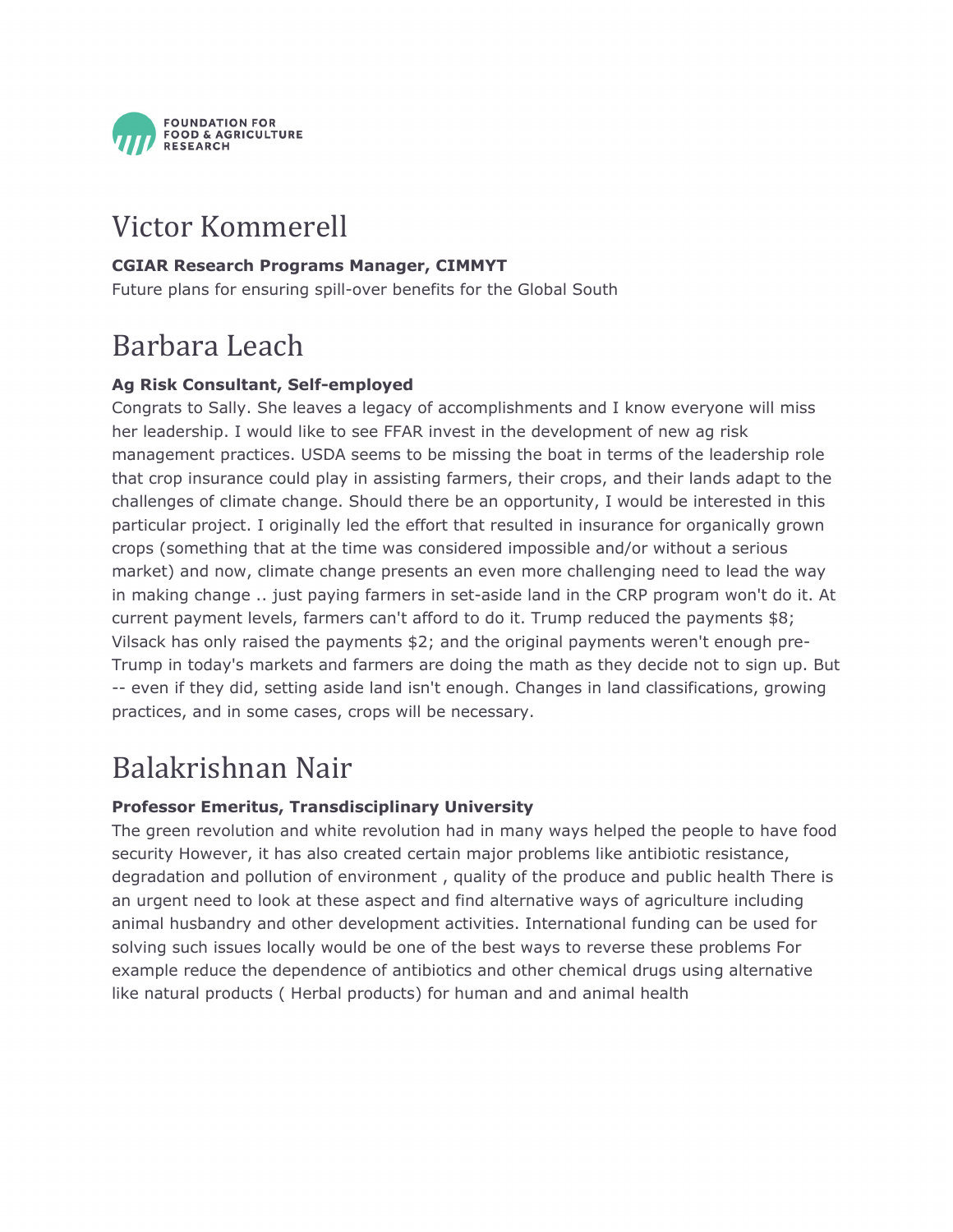# Victor Kommerell

**CGIAR Research Programs Manager, CIMMYT**

Future plans for ensuring spill-over benefits for the Global South

# Barbara Leach

**Ag Risk Consultant, Self-employed**

Congrats to Sally. She leaves a legacy of accomplishments and I know everyone will miss her leadership. I would like to see FFAR invest in the development of new ag risk management practices. USDA seems to be missing the boat in terms of the leadership role that crop insurance could play in assisting farmers, their crops, and their lands adapt to the challenges of climate change. Should there be an opportunity, I would be interested in this particular project. I originally led the effort that resulted in insurance for organically grown crops (something that at the time was considered impossible and/or without a serious market) and now, climate change presents an even more challenging need to lead the way in making change .. just paying farmers in set-aside land in the CRP program won't do it. At current payment levels, farmers can't afford to do it. Trump reduced the payments $8; Vilsack has only raised the payments $2; and the original payments weren't enough pre-Trump in today's markets and farmers are doing the math as they decide not to sign up. But -- even if they did, setting aside land isn't enough. Changes in land classifications, growing practices, and in some cases, crops will be necessary.

# Balakrishnan Nair

**Professor Emeritus, Transdisciplinary University**

The green revolution and white revolution had in many ways helped the people to have food security However, it has also created certain major problems like antibiotic resistance, degradation and pollution of environment , quality of the produce and public health There is an urgent need to look at these aspect and find alternative ways of agriculture including animal husbandry and other development activities. International funding can be used for solving such issues locally would be one of the best ways to reverse these problems For example reduce the dependence of antibiotics and other chemical drugs using alternative like natural products ( Herbal products) for human and and animal health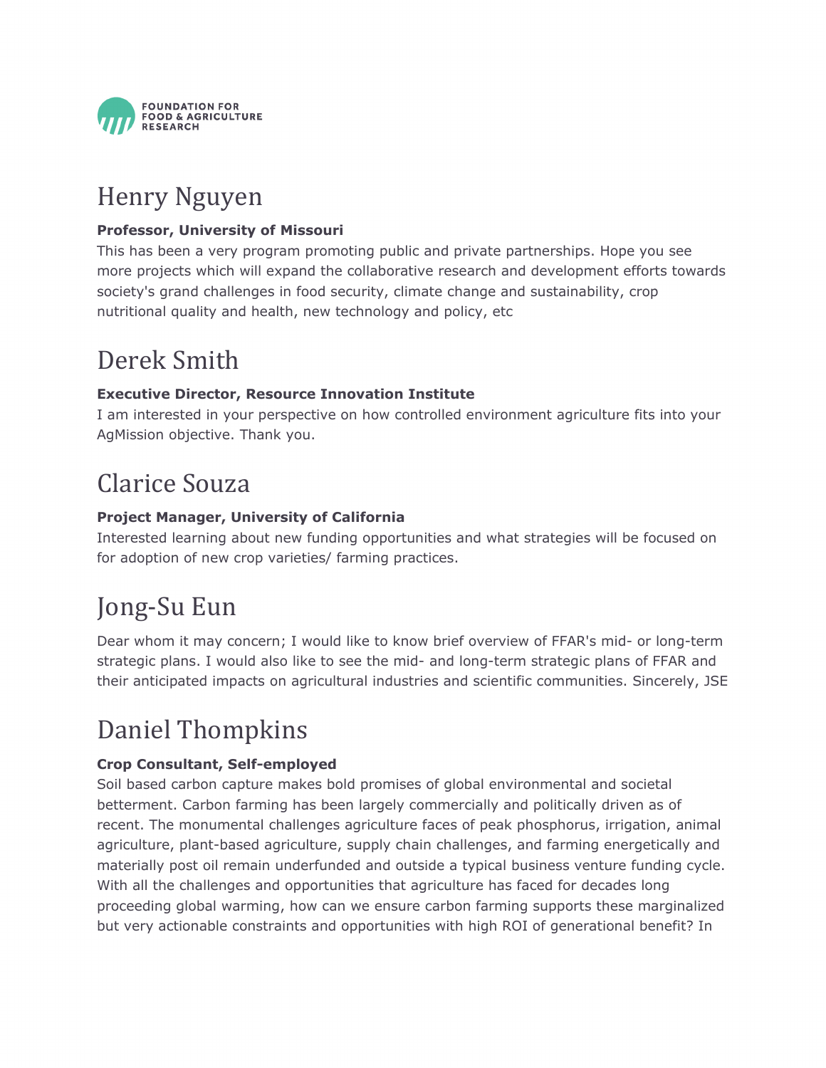# Henry Nguyen

**Professor, University of Missouri**

This has been a very program promoting public and private partnerships. Hope you see more projects which will expand the collaborative research and development efforts towards society's grand challenges in food security, climate change and sustainability, crop nutritional quality and health, new technology and policy, etc

# Derek Smith

**Executive Director, Resource Innovation Institute**

I am interested in your perspective on how controlled environment agriculture fits into your AgMission objective. Thank you.

# Clarice Souza

**Project Manager, University of California**

Interested learning about new funding opportunities and what strategies will be focused on for adoption of new crop varieties/ farming practices.

# Jong-Su Eun

Dear whom it may concern; I would like to know brief overview of FFAR's mid- or long-term strategic plans. I would also like to see the mid- and long-term strategic plans of FFAR and their anticipated impacts on agricultural industries and scientific communities. Sincerely, JSE

# Daniel Thompkins

**Crop Consultant, Self-employed**

Soil based carbon capture makes bold promises of global environmental and societal betterment. Carbon farming has been largely commercially and politically driven as of recent. The monumental challenges agriculture faces of peak phosphorus, irrigation, animal agriculture, plant-based agriculture, supply chain challenges, and farming energetically and materially post oil remain underfunded and outside a typical business venture funding cycle. With all the challenges and opportunities that agriculture has faced for decades long proceeding global warming, how can we ensure carbon farming supports these marginalized but very actionable constraints and opportunities with high ROI of generational benefit? In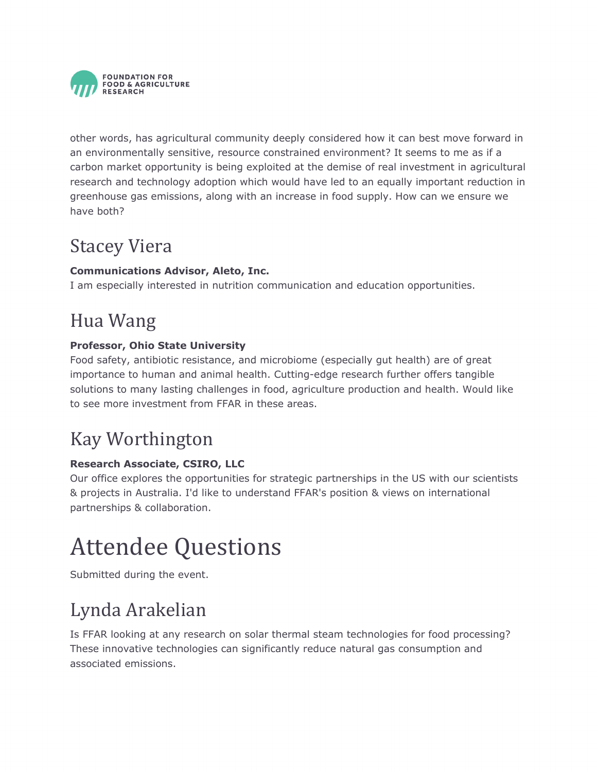other words, has agricultural community deeply considered how it can best move forward in an environmentally sensitive, resource constrained environment? It seems to me as if a carbon market opportunity is being exploited at the demise of real investment in agricultural research and technology adoption which would have led to an equally important reduction in greenhouse gas emissions, along with an increase in food supply. How can we ensure we have both?

## Stacey Viera

**Communications Advisor, Aleto, Inc.**
I am especially interested in nutrition communication and education opportunities.

## Hua Wang

**Professor, Ohio State University**
Food safety, antibiotic resistance, and microbiome (especially gut health) are of great importance to human and animal health. Cutting-edge research further offers tangible solutions to many lasting challenges in food, agriculture production and health. Would like to see more investment from FFAR in these areas.

## Kay Worthington

**Research Associate, CSIRO, LLC**
Our office explores the opportunities for strategic partnerships in the US with our scientists & projects in Australia. I'd like to understand FFAR's position & views on international partnerships & collaboration.

# Attendee Questions

Submitted during the event.

## Lynda Arakelian

Is FFAR looking at any research on solar thermal steam technologies for food processing? These innovative technologies can significantly reduce natural gas consumption and associated emissions.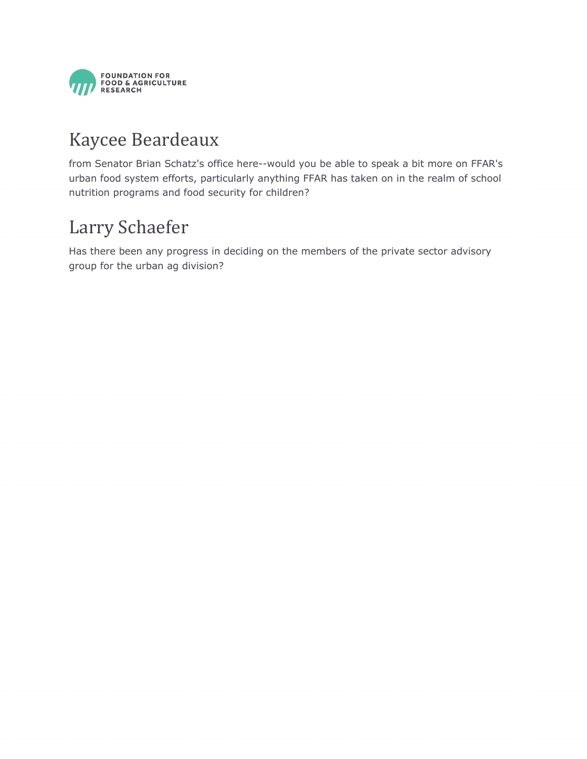FOUNDATION FOR FOOD & AGRICULTURE RESEARCH

## Kaycee Beardeaux

from Senator Brian Schatz's office here--would you be able to speak a bit more on FFAR's urban food system efforts, particularly anything FFAR has taken on in the realm of school nutrition programs and food security for children?

## Larry Schaefer

Has there been any progress in deciding on the members of the private sector advisory group for the urban ag division?